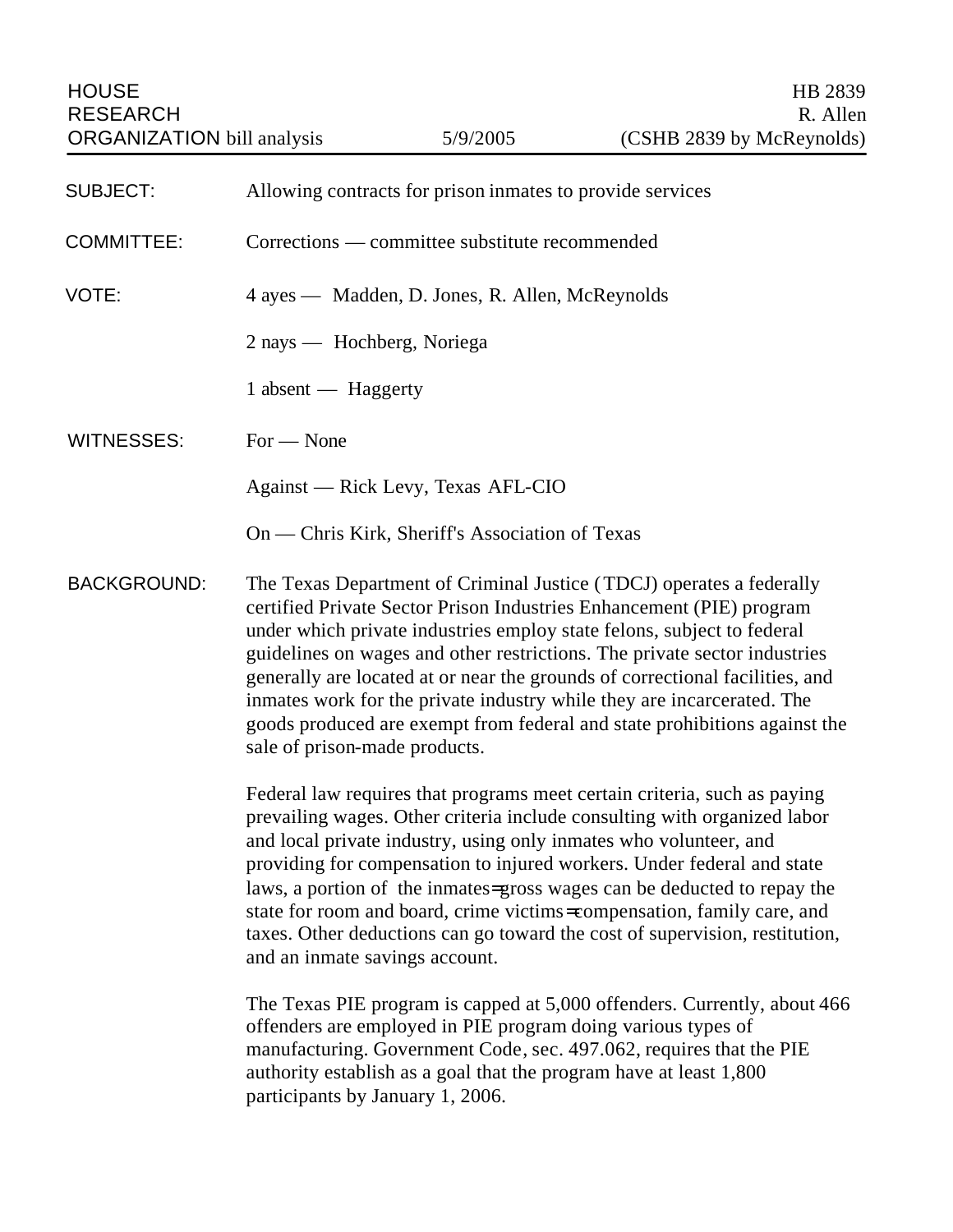HOUSE RESEARCH ORGANIZATION bill analysis | 5/9/2005 | HB 2839 R. Allen (CSHB 2839 by McReynolds)

| | |
|---|---|
| SUBJECT: | Allowing contracts for prison inmates to provide services |
| COMMITTEE: | Corrections — committee substitute recommended |
| VOTE: | 4 ayes — Madden, D. Jones, R. Allen, McReynolds<br><br>2 nays — Hochberg, Noriega<br><br>1 absent — Haggerty |
| WITNESSES: | For — None<br><br>Against — Rick Levy, Texas AFL-CIO<br><br>On — Chris Kirk, Sheriff's Association of Texas |

**BACKGROUND:**

The Texas Department of Criminal Justice (TDCJ) operates a federally certified Private Sector Prison Industries Enhancement (PIE) program under which private industries employ state felons, subject to federal guidelines on wages and other restrictions. The private sector industries generally are located at or near the grounds of correctional facilities, and inmates work for the private industry while they are incarcerated. The goods produced are exempt from federal and state prohibitions against the sale of prison-made products.

Federal law requires that programs meet certain criteria, such as paying prevailing wages. Other criteria include consulting with organized labor and local private industry, using only inmates who volunteer, and providing for compensation to injured workers. Under federal and state laws, a portion of the inmates=gross wages can be deducted to repay the state for room and board, crime victims=compensation, family care, and taxes. Other deductions can go toward the cost of supervision, restitution, and an inmate savings account.

The Texas PIE program is capped at 5,000 offenders. Currently, about 466 offenders are employed in PIE program doing various types of manufacturing. Government Code, sec. 497.062, requires that the PIE authority establish as a goal that the program have at least 1,800 participants by January 1, 2006.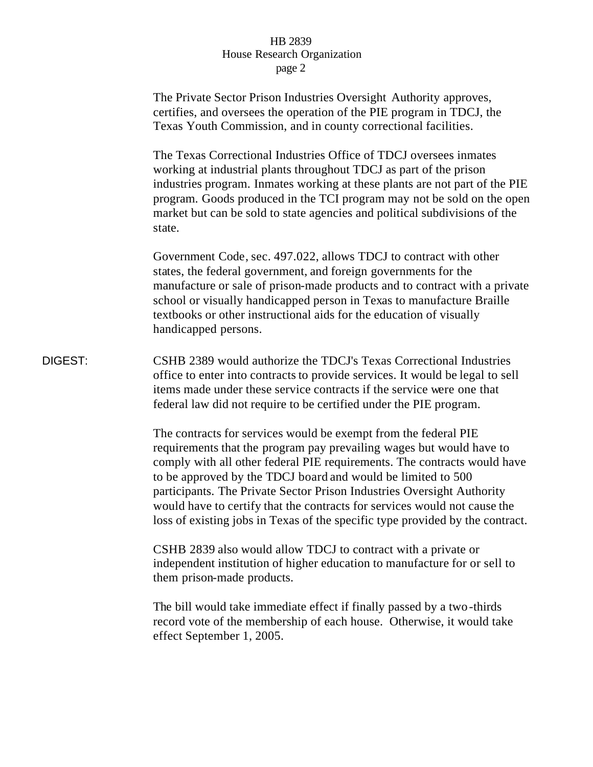The Private Sector Prison Industries Oversight Authority approves, certifies, and oversees the operation of the PIE program in TDCJ, the Texas Youth Commission, and in county correctional facilities.

The Texas Correctional Industries Office of TDCJ oversees inmates working at industrial plants throughout TDCJ as part of the prison industries program. Inmates working at these plants are not part of the PIE program. Goods produced in the TCI program may not be sold on the open market but can be sold to state agencies and political subdivisions of the state.

Government Code, sec. 497.022, allows TDCJ to contract with other states, the federal government, and foreign governments for the manufacture or sale of prison-made products and to contract with a private school or visually handicapped person in Texas to manufacture Braille textbooks or other instructional aids for the education of visually handicapped persons.

DIGEST: CSHB 2389 would authorize the TDCJ's Texas Correctional Industries office to enter into contracts to provide services. It would be legal to sell items made under these service contracts if the service were one that federal law did not require to be certified under the PIE program.

The contracts for services would be exempt from the federal PIE requirements that the program pay prevailing wages but would have to comply with all other federal PIE requirements. The contracts would have to be approved by the TDCJ board and would be limited to 500 participants. The Private Sector Prison Industries Oversight Authority would have to certify that the contracts for services would not cause the loss of existing jobs in Texas of the specific type provided by the contract.

CSHB 2839 also would allow TDCJ to contract with a private or independent institution of higher education to manufacture for or sell to them prison-made products.

The bill would take immediate effect if finally passed by a two-thirds record vote of the membership of each house. Otherwise, it would take effect September 1, 2005.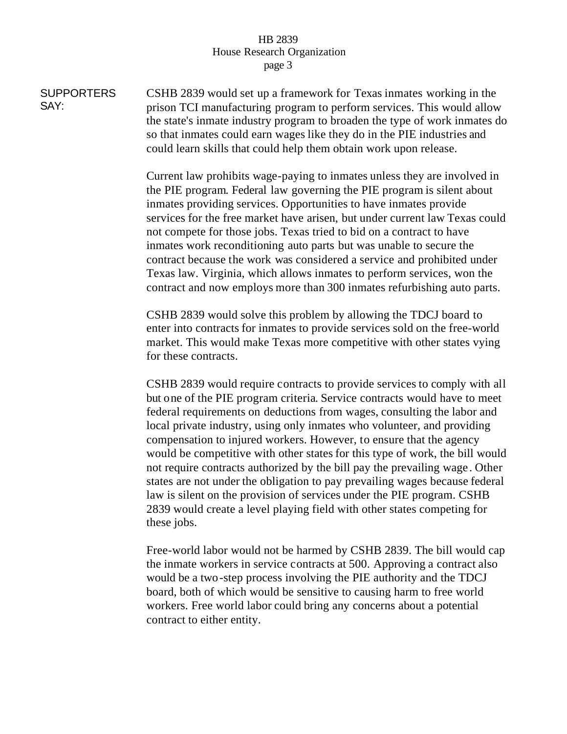**SUPPORTERS SAY:**

CSHB 2839 would set up a framework for Texas inmates working in the prison TCI manufacturing program to perform services. This would allow the state's inmate industry program to broaden the type of work inmates do so that inmates could earn wages like they do in the PIE industries and could learn skills that could help them obtain work upon release.

Current law prohibits wage-paying to inmates unless they are involved in the PIE program. Federal law governing the PIE program is silent about inmates providing services. Opportunities to have inmates provide services for the free market have arisen, but under current law Texas could not compete for those jobs. Texas tried to bid on a contract to have inmates work reconditioning auto parts but was unable to secure the contract because the work was considered a service and prohibited under Texas law. Virginia, which allows inmates to perform services, won the contract and now employs more than 300 inmates refurbishing auto parts.

CSHB 2839 would solve this problem by allowing the TDCJ board to enter into contracts for inmates to provide services sold on the free-world market. This would make Texas more competitive with other states vying for these contracts.

CSHB 2839 would require contracts to provide services to comply with all but one of the PIE program criteria. Service contracts would have to meet federal requirements on deductions from wages, consulting the labor and local private industry, using only inmates who volunteer, and providing compensation to injured workers. However, to ensure that the agency would be competitive with other states for this type of work, the bill would not require contracts authorized by the bill pay the prevailing wage. Other states are not under the obligation to pay prevailing wages because federal law is silent on the provision of services under the PIE program. CSHB 2839 would create a level playing field with other states competing for these jobs.

Free-world labor would not be harmed by CSHB 2839. The bill would cap the inmate workers in service contracts at 500. Approving a contract also would be a two-step process involving the PIE authority and the TDCJ board, both of which would be sensitive to causing harm to free world workers. Free world labor could bring any concerns about a potential contract to either entity.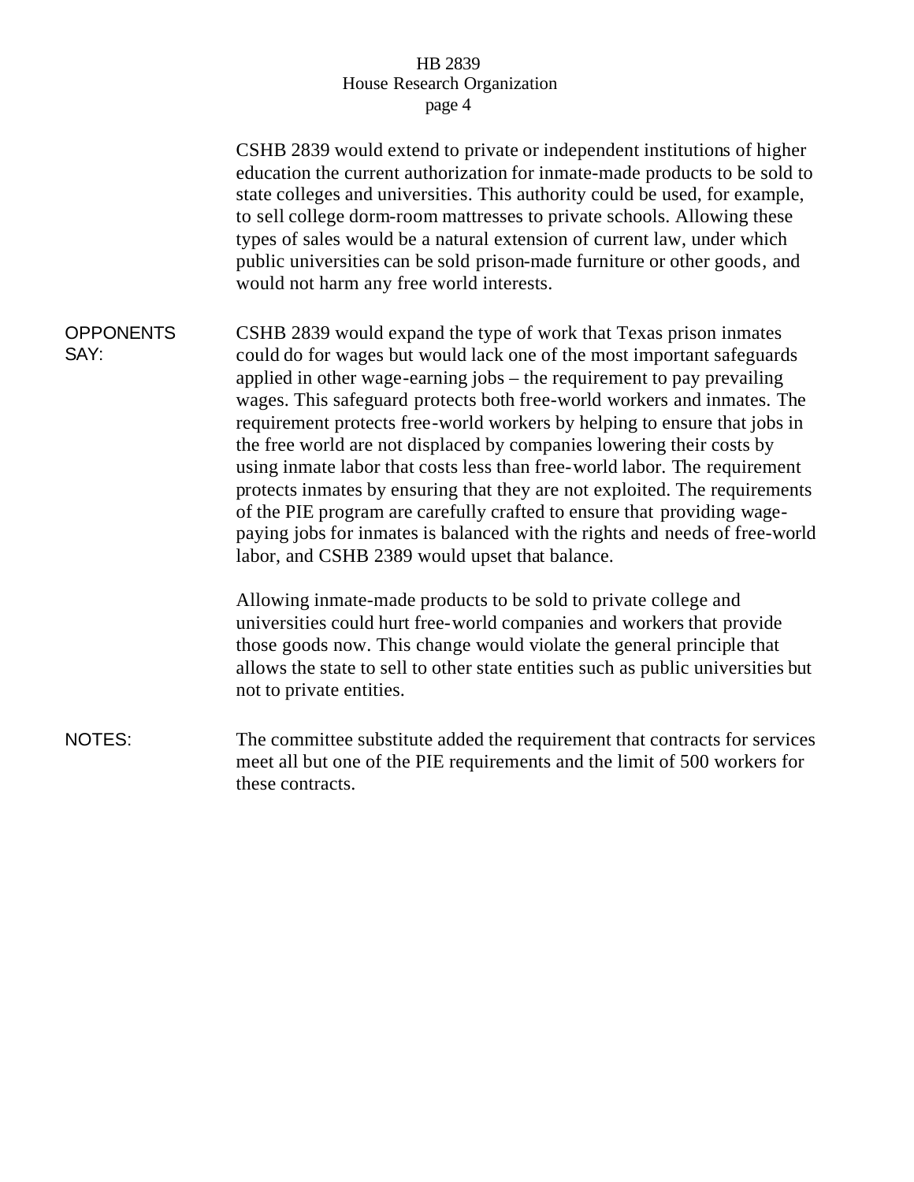CSHB 2839 would extend to private or independent institutions of higher education the current authorization for inmate-made products to be sold to state colleges and universities. This authority could be used, for example, to sell college dorm-room mattresses to private schools. Allowing these types of sales would be a natural extension of current law, under which public universities can be sold prison-made furniture or other goods, and would not harm any free world interests.

**OPPONENTS SAY:** CSHB 2839 would expand the type of work that Texas prison inmates could do for wages but would lack one of the most important safeguards applied in other wage-earning jobs – the requirement to pay prevailing wages. This safeguard protects both free-world workers and inmates. The requirement protects free-world workers by helping to ensure that jobs in the free world are not displaced by companies lowering their costs by using inmate labor that costs less than free-world labor. The requirement protects inmates by ensuring that they are not exploited. The requirements of the PIE program are carefully crafted to ensure that providing wage-paying jobs for inmates is balanced with the rights and needs of free-world labor, and CSHB 2389 would upset that balance.

Allowing inmate-made products to be sold to private college and universities could hurt free-world companies and workers that provide those goods now. This change would violate the general principle that allows the state to sell to other state entities such as public universities but not to private entities.

**NOTES:** The committee substitute added the requirement that contracts for services meet all but one of the PIE requirements and the limit of 500 workers for these contracts.